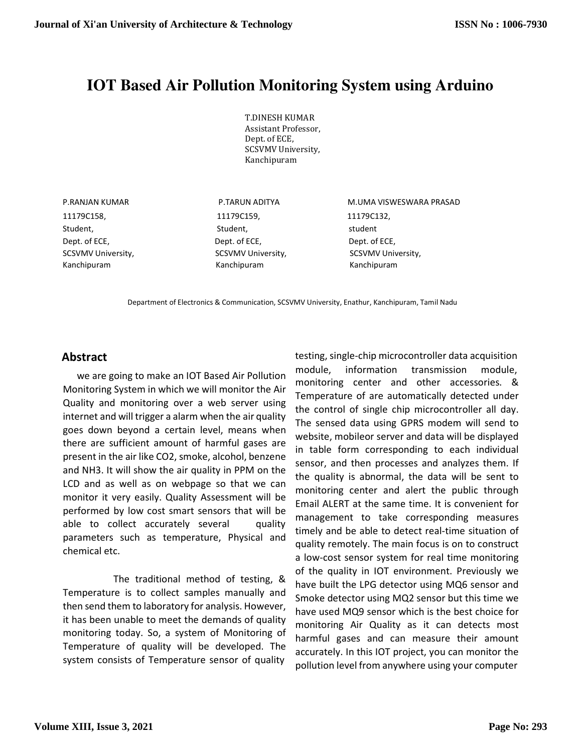# IOT Based Air Pollution Monitoring System using Arduino

T.DINESH KUMAR
Assistant Professor,
Dept. of ECE,
SCSVMV University,
Kanchipuram

P.RANJAN KUMAR
11179C158,
Student,
Dept. of ECE,
SCSVMV University,
Kanchipuram

P.TARUN ADITYA
11179C159,
Student,
Dept. of ECE,
SCSVMV University,
Kanchipuram

M.UMA VISWESWARA PRASAD
11179C132,
student
Dept. of ECE,
SCSVMV University,
Kanchipuram

Department of Electronics & Communication, SCSVMV University, Enathur, Kanchipuram, Tamil Nadu

## Abstract

we are going to make an IOT Based Air Pollution Monitoring System in which we will monitor the Air Quality and monitoring over a web server using internet and will trigger a alarm when the air quality goes down beyond a certain level, means when there are sufficient amount of harmful gases are present in the air like CO2, smoke, alcohol, benzene and NH3. It will show the air quality in PPM on the LCD and as well as on webpage so that we can monitor it very easily. Quality Assessment will be performed by low cost smart sensors that will be able to collect accurately several quality parameters such as temperature, Physical and chemical etc.

The traditional method of testing, & Temperature is to collect samples manually and then send them to laboratory for analysis. However, it has been unable to meet the demands of quality monitoring today. So, a system of Monitoring of Temperature of quality will be developed. The system consists of Temperature sensor of quality testing, single-chip microcontroller data acquisition module, information transmission module, monitoring center and other accessories. & Temperature of are automatically detected under the control of single chip microcontroller all day. The sensed data using GPRS modem will send to website, mobileor server and data will be displayed in table form corresponding to each individual sensor, and then processes and analyzes them. If the quality is abnormal, the data will be sent to monitoring center and alert the public through Email ALERT at the same time. It is convenient for management to take corresponding measures timely and be able to detect real-time situation of quality remotely. The main focus is on to construct a low-cost sensor system for real time monitoring of the quality in IOT environment. Previously we have built the LPG detector using MQ6 sensor and Smoke detector using MQ2 sensor but this time we have used MQ9 sensor which is the best choice for monitoring Air Quality as it can detects most harmful gases and can measure their amount accurately. In this IOT project, you can monitor the pollution level from anywhere using your computer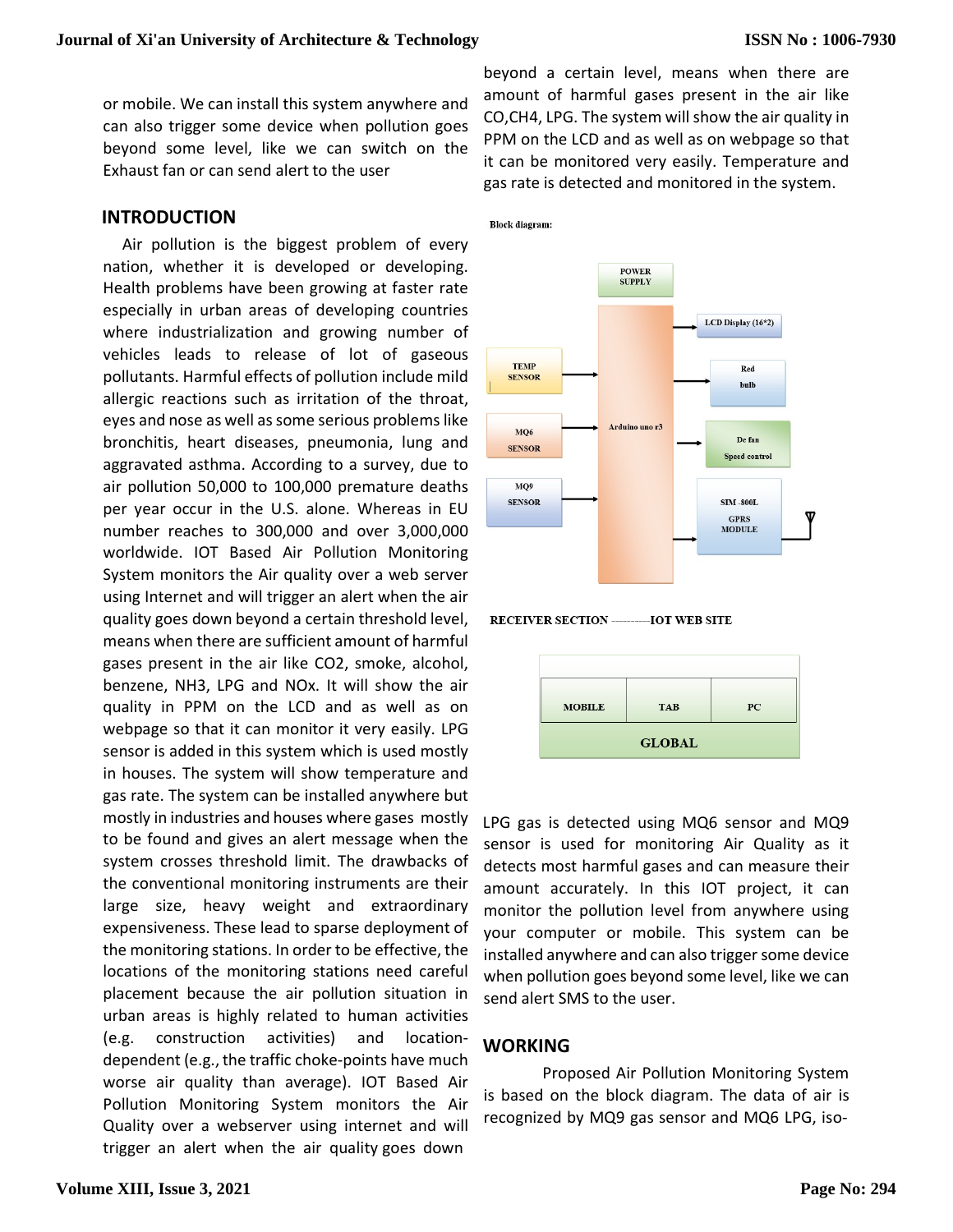or mobile. We can install this system anywhere and can also trigger some device when pollution goes beyond some level, like we can switch on the Exhaust fan or can send alert to the user

## INTRODUCTION

Air pollution is the biggest problem of every nation, whether it is developed or developing. Health problems have been growing at faster rate especially in urban areas of developing countries where industrialization and growing number of vehicles leads to release of lot of gaseous pollutants. Harmful effects of pollution include mild allergic reactions such as irritation of the throat, eyes and nose as well as some serious problems like bronchitis, heart diseases, pneumonia, lung and aggravated asthma. According to a survey, due to air pollution 50,000 to 100,000 premature deaths per year occur in the U.S. alone. Whereas in EU number reaches to 300,000 and over 3,000,000 worldwide. IOT Based Air Pollution Monitoring System monitors the Air quality over a web server using Internet and will trigger an alert when the air quality goes down beyond a certain threshold level, means when there are sufficient amount of harmful gases present in the air like $CO_2$, smoke, alcohol, benzene, $NH_3$, LPG and NOx. It will show the air quality in PPM on the LCD and as well as on webpage so that it can monitor it very easily. LPG sensor is added in this system which is used mostly in houses. The system will show temperature and gas rate. The system can be installed anywhere but mostly in industries and houses where gases mostly to be found and gives an alert message when the system crosses threshold limit. The drawbacks of the conventional monitoring instruments are their large size, heavy weight and extraordinary expensiveness. These lead to sparse deployment of the monitoring stations. In order to be effective, the locations of the monitoring stations need careful placement because the air pollution situation in urban areas is highly related to human activities (e.g. construction activities) and location-dependent (e.g., the traffic choke-points have much worse air quality than average). IOT Based Air Pollution Monitoring System monitors the Air Quality over a webserver using internet and will trigger an alert when the air quality goes down beyond a certain level, means when there are amount of harmful gases present in the air like CO, $CH_4$, LPG. The system will show the air quality in PPM on the LCD and as well as on webpage so that it can be monitored very easily. Temperature and gas rate is detected and monitored in the system.

**Block diagram:**

POWER SUPPLY

TEMP SENSOR → Arduino uno r3

MQ6 SENSOR → Arduino uno r3

MQ9 SENSOR → Arduino uno r3

Arduino uno r3 → LCD Display (16*2)

Arduino uno r3 → Red bulb

Arduino uno r3 → Dc fan Speed control

Arduino uno r3 → SIM -800L GPRS MODULE

**RECEIVER SECTION ----------IOT WEB SITE**

| MOBILE | TAB | PC |
|---|---|---|
| GLOBAL | | |

LPG gas is detected using MQ6 sensor and MQ9 sensor is used for monitoring Air Quality as it detects most harmful gases and can measure their amount accurately. In this IOT project, it can monitor the pollution level from anywhere using your computer or mobile. This system can be installed anywhere and can also trigger some device when pollution goes beyond some level, like we can send alert SMS to the user.

## WORKING

Proposed Air Pollution Monitoring System is based on the block diagram. The data of air is recognized by MQ9 gas sensor and MQ6 LPG, iso-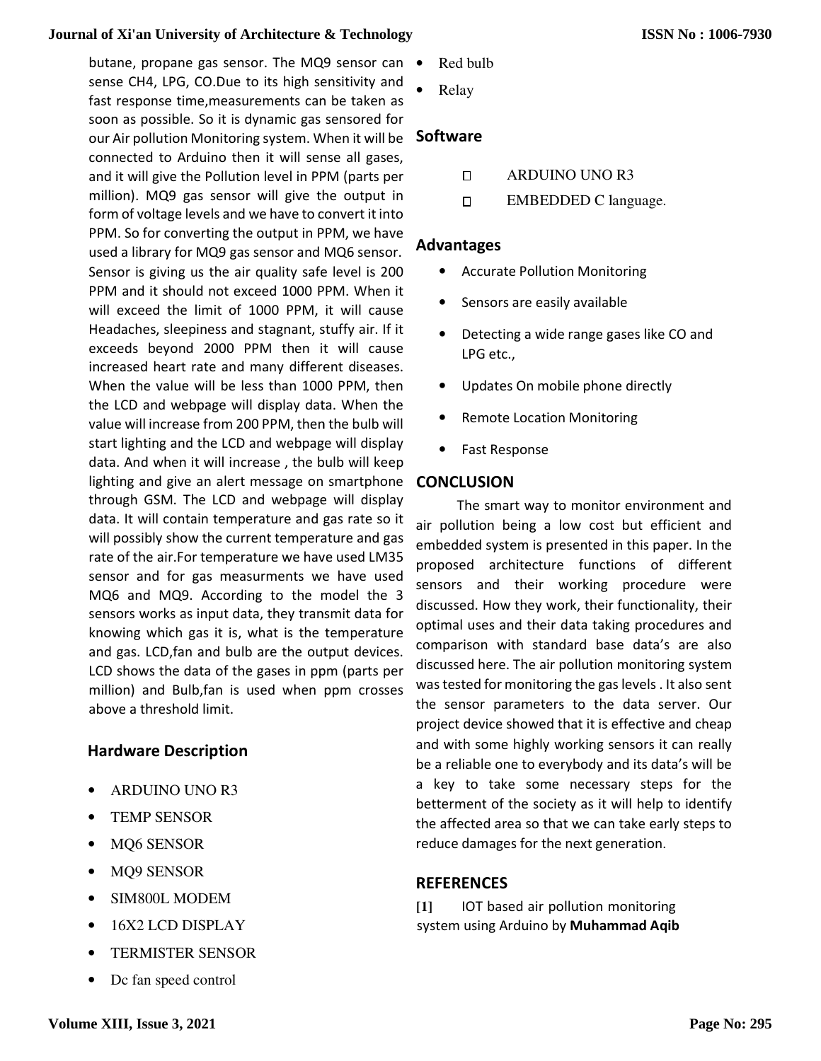butane, propane gas sensor. The MQ9 sensor can sense CH4, LPG, CO.Due to its high sensitivity and fast response time,measurements can be taken as soon as possible. So it is dynamic gas sensored for our Air pollution Monitoring system. When it will be connected to Arduino then it will sense all gases, and it will give the Pollution level in PPM (parts per million). MQ9 gas sensor will give the output in form of voltage levels and we have to convert it into PPM. So for converting the output in PPM, we have used a library for MQ9 gas sensor and MQ6 sensor. Sensor is giving us the air quality safe level is 200 PPM and it should not exceed 1000 PPM. When it will exceed the limit of 1000 PPM, it will cause Headaches, sleepiness and stagnant, stuffy air. If it exceeds beyond 2000 PPM then it will cause increased heart rate and many different diseases. When the value will be less than 1000 PPM, then the LCD and webpage will display data. When the value will increase from 200 PPM, then the bulb will start lighting and the LCD and webpage will display data. And when it will increase , the bulb will keep lighting and give an alert message on smartphone through GSM. The LCD and webpage will display data. It will contain temperature and gas rate so it will possibly show the current temperature and gas rate of the air.For temperature we have used LM35 sensor and for gas measurments we have used MQ6 and MQ9. According to the model the 3 sensors works as input data, they transmit data for knowing which gas it is, what is the temperature and gas. LCD,fan and bulb are the output devices. LCD shows the data of the gases in ppm (parts per million) and Bulb,fan is used when ppm crosses above a threshold limit.

## Hardware Description

- ARDUINO UNO R3
- TEMP SENSOR
- MQ6 SENSOR
- MQ9 SENSOR
- SIM800L MODEM
- 16X2 LCD DISPLAY
- TERMISTER SENSOR
- Dc fan speed control
- Red bulb
- Relay

## Software

- ARDUINO UNO R3
- EMBEDDED C language.

## Advantages

- Accurate Pollution Monitoring
- Sensors are easily available
- Detecting a wide range gases like CO and LPG etc.,
- Updates On mobile phone directly
- Remote Location Monitoring
- Fast Response

## CONCLUSION

The smart way to monitor environment and air pollution being a low cost but efficient and embedded system is presented in this paper. In the proposed architecture functions of different sensors and their working procedure were discussed. How they work, their functionality, their optimal uses and their data taking procedures and comparison with standard base data's are also discussed here. The air pollution monitoring system was tested for monitoring the gas levels . It also sent the sensor parameters to the data server. Our project device showed that it is effective and cheap and with some highly working sensors it can really be a reliable one to everybody and its data's will be a key to take some necessary steps for the betterment of the society as it will help to identify the affected area so that we can take early steps to reduce damages for the next generation.

## REFERENCES

[1] IOT based air pollution monitoring system using Arduino by **Muhammad Aqib**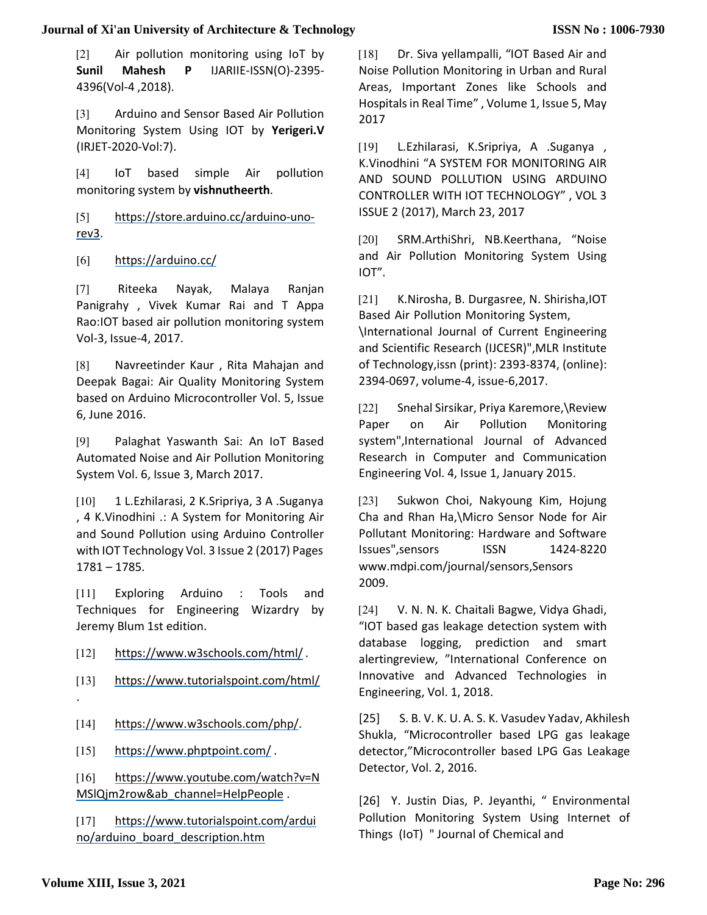[2] Air pollution monitoring using IoT by **Sunil Mahesh P** IJARIIE-ISSN(O)-2395-4396(Vol-4 ,2018).

[3] Arduino and Sensor Based Air Pollution Monitoring System Using IOT by **Yerigeri.V** (IRJET-2020-Vol:7).

[4] IoT based simple Air pollution monitoring system by **vishnutheerth**.

[5] https://store.arduino.cc/arduino-uno-rev3.

[6] https://arduino.cc/

[7] Riteeka Nayak, Malaya Ranjan Panigrahy , Vivek Kumar Rai and T Appa Rao:IOT based air pollution monitoring system Vol-3, Issue-4, 2017.

[8] Navreetinder Kaur , Rita Mahajan and Deepak Bagai: Air Quality Monitoring System based on Arduino Microcontroller Vol. 5, Issue 6, June 2016.

[9] Palaghat Yaswanth Sai: An IoT Based Automated Noise and Air Pollution Monitoring System Vol. 6, Issue 3, March 2017.

[10] 1 L.Ezhilarasi, 2 K.Sripriya, 3 A .Suganya , 4 K.Vinodhini .: A System for Monitoring Air and Sound Pollution using Arduino Controller with IOT Technology Vol. 3 Issue 2 (2017) Pages 1781 – 1785.

[11] Exploring Arduino : Tools and Techniques for Engineering Wizardry by Jeremy Blum 1st edition.

[12] https://www.w3schools.com/html/ .

[13] https://www.tutorialspoint.com/html/ .

[14] https://www.w3schools.com/php/.

[15] https://www.phptpoint.com/ .

[16] https://www.youtube.com/watch?v=NMSlQjm2row&ab_channel=HelpPeople .

[17] https://www.tutorialspoint.com/arduino/arduino_board_description.htm

[18] Dr. Siva yellampalli, "IOT Based Air and Noise Pollution Monitoring in Urban and Rural Areas, Important Zones like Schools and Hospitals in Real Time" , Volume 1, Issue 5, May 2017

[19] L.Ezhilarasi, K.Sripriya, A .Suganya , K.Vinodhini "A SYSTEM FOR MONITORING AIR AND SOUND POLLUTION USING ARDUINO CONTROLLER WITH IOT TECHNOLOGY" , VOL 3 ISSUE 2 (2017), March 23, 2017

[20] SRM.ArthiShri, NB.Keerthana, "Noise and Air Pollution Monitoring System Using IOT".

[21] K.Nirosha, B. Durgasree, N. Shirisha,IOT Based Air Pollution Monitoring System, \International Journal of Current Engineering and Scientific Research (IJCESR)",MLR Institute of Technology,issn (print): 2393-8374, (online): 2394-0697, volume-4, issue-6,2017.

[22] Snehal Sirsikar, Priya Karemore,\Review Paper on Air Pollution Monitoring system",International Journal of Advanced Research in Computer and Communication Engineering Vol. 4, Issue 1, January 2015.

[23] Sukwon Choi, Nakyoung Kim, Hojung Cha and Rhan Ha,\Micro Sensor Node for Air Pollutant Monitoring: Hardware and Software Issues",sensors ISSN 1424-8220 www.mdpi.com/journal/sensors,Sensors 2009.

[24] V. N. N. K. Chaitali Bagwe, Vidya Ghadi, "IOT based gas leakage detection system with database logging, prediction and smart alertingreview, "International Conference on Innovative and Advanced Technologies in Engineering, Vol. 1, 2018.

[25] S. B. V. K. U. A. S. K. Vasudev Yadav, Akhilesh Shukla, "Microcontroller based LPG gas leakage detector,"Microcontroller based LPG Gas Leakage Detector, Vol. 2, 2016.

[26] Y. Justin Dias, P. Jeyanthi, " Environmental Pollution Monitoring System Using Internet of Things (IoT) " Journal of Chemical and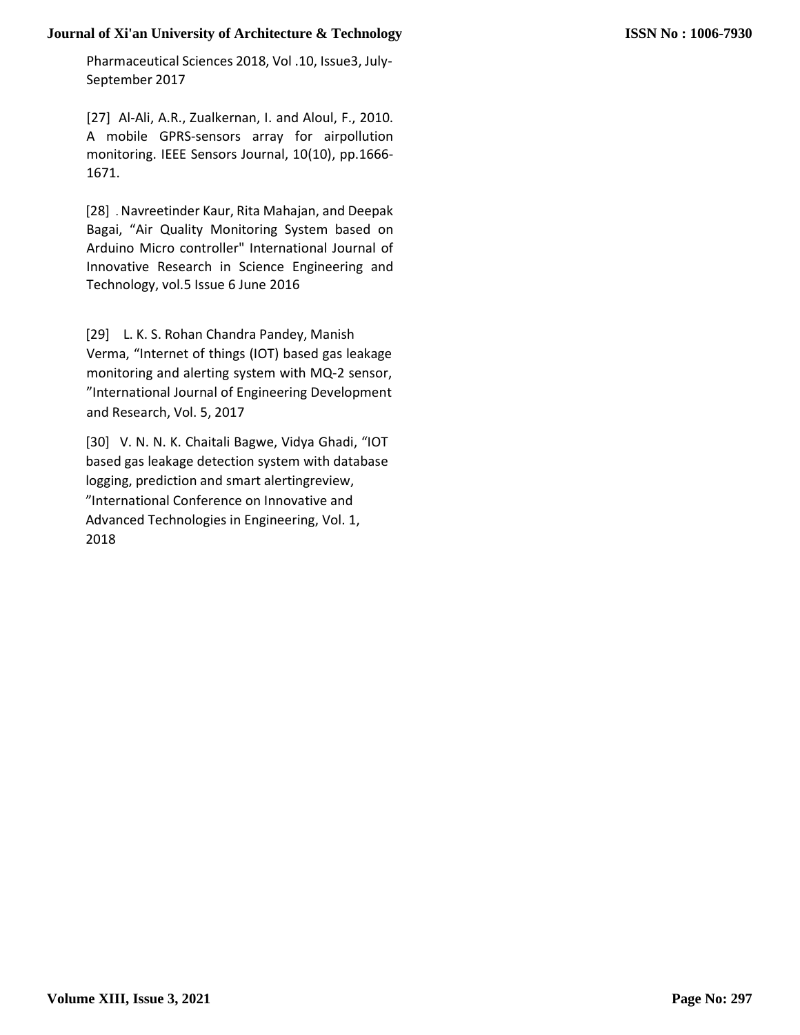Pharmaceutical Sciences 2018, Vol .10, Issue3, July-September 2017

[27] Al-Ali, A.R., Zualkernan, I. and Aloul, F., 2010. A mobile GPRS-sensors array for airpollution monitoring. IEEE Sensors Journal, 10(10), pp.1666-1671.

[28] . Navreetinder Kaur, Rita Mahajan, and Deepak Bagai, "Air Quality Monitoring System based on Arduino Micro controller" International Journal of Innovative Research in Science Engineering and Technology, vol.5 Issue 6 June 2016

[29] L. K. S. Rohan Chandra Pandey, Manish Verma, "Internet of things (IOT) based gas leakage monitoring and alerting system with MQ-2 sensor, "International Journal of Engineering Development and Research, Vol. 5, 2017

[30] V. N. N. K. Chaitali Bagwe, Vidya Ghadi, "IOT based gas leakage detection system with database logging, prediction and smart alertingreview, "International Conference on Innovative and Advanced Technologies in Engineering, Vol. 1, 2018